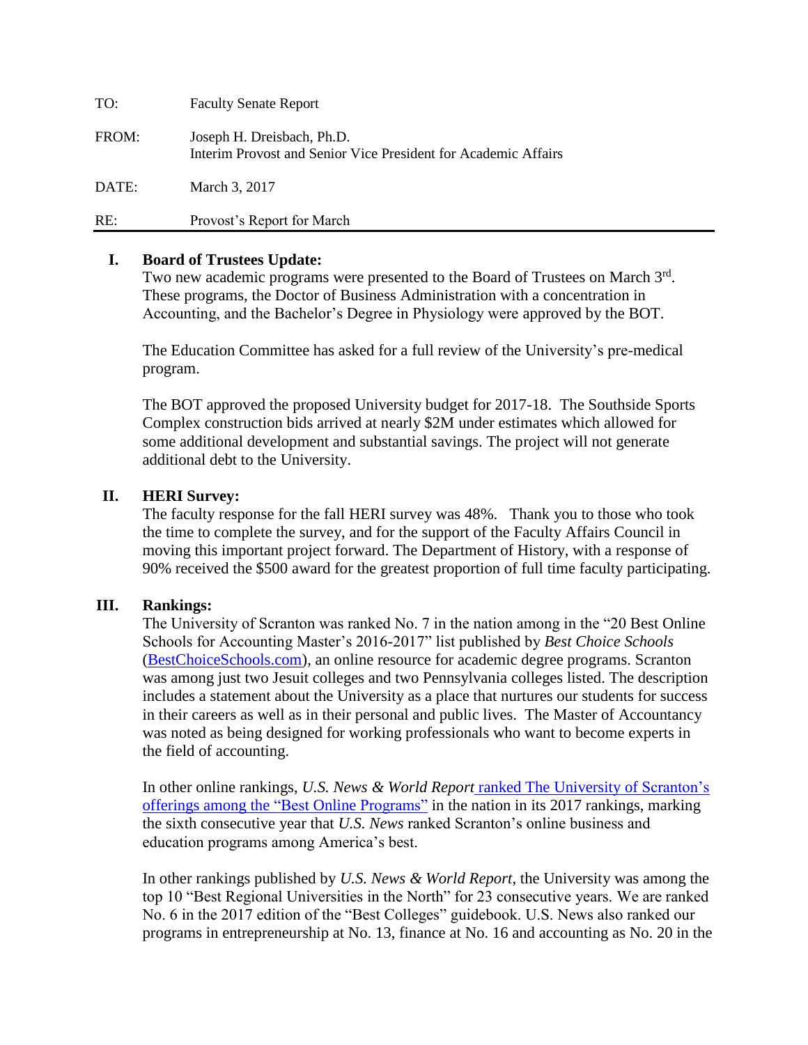| | |
|---|---|
| TO: | Faculty Senate Report |
| FROM: | Joseph H. Dreisbach, Ph.D.<br>Interim Provost and Senior Vice President for Academic Affairs |
| DATE: | March 3, 2017 |
| RE: | Provost's Report for March |

## I. Board of Trustees Update:

Two new academic programs were presented to the Board of Trustees on March 3rd. These programs, the Doctor of Business Administration with a concentration in Accounting, and the Bachelor's Degree in Physiology were approved by the BOT.

The Education Committee has asked for a full review of the University's pre-medical program.

The BOT approved the proposed University budget for 2017-18. The Southside Sports Complex construction bids arrived at nearly $2M under estimates which allowed for some additional development and substantial savings. The project will not generate additional debt to the University.

## II. HERI Survey:

The faculty response for the fall HERI survey was 48%. Thank you to those who took the time to complete the survey, and for the support of the Faculty Affairs Council in moving this important project forward. The Department of History, with a response of 90% received the $500 award for the greatest proportion of full time faculty participating.

## III. Rankings:

The University of Scranton was ranked No. 7 in the nation among in the "20 Best Online Schools for Accounting Master's 2016-2017" list published by *Best Choice Schools* (BestChoiceSchools.com), an online resource for academic degree programs. Scranton was among just two Jesuit colleges and two Pennsylvania colleges listed. The description includes a statement about the University as a place that nurtures our students for success in their careers as well as in their personal and public lives. The Master of Accountancy was noted as being designed for working professionals who want to become experts in the field of accounting.

In other online rankings, *U.S. News & World Report* ranked The University of Scranton's offerings among the "Best Online Programs" in the nation in its 2017 rankings, marking the sixth consecutive year that *U.S. News* ranked Scranton's online business and education programs among America's best.

In other rankings published by *U.S. News & World Report*, the University was among the top 10 "Best Regional Universities in the North" for 23 consecutive years. We are ranked No. 6 in the 2017 edition of the "Best Colleges" guidebook. U.S. News also ranked our programs in entrepreneurship at No. 13, finance at No. 16 and accounting as No. 20 in the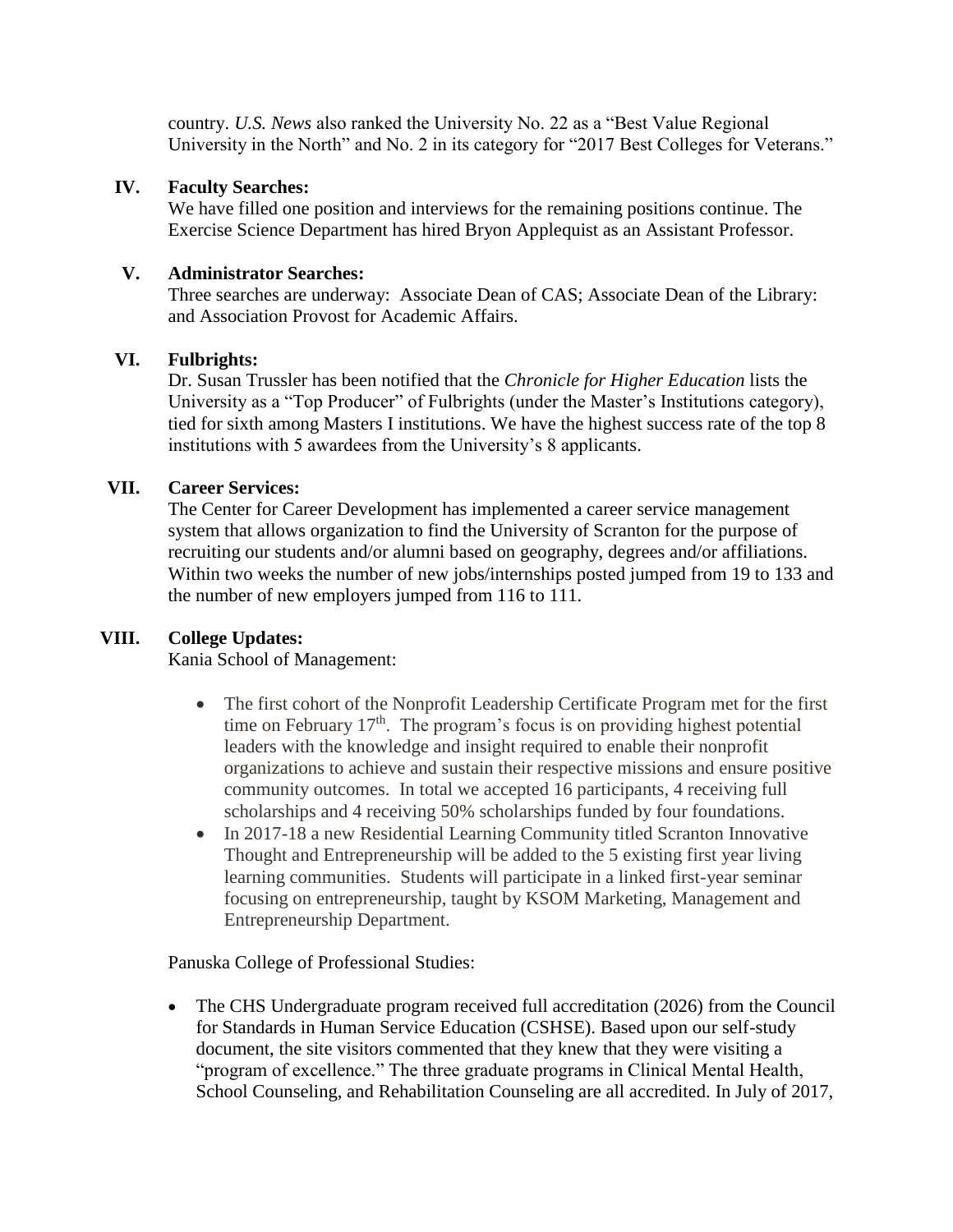country. *U.S. News* also ranked the University No. 22 as a "Best Value Regional University in the North" and No. 2 in its category for "2017 Best Colleges for Veterans."

## IV. Faculty Searches:

We have filled one position and interviews for the remaining positions continue. The Exercise Science Department has hired Bryon Applequist as an Assistant Professor.

## V. Administrator Searches:

Three searches are underway: Associate Dean of CAS; Associate Dean of the Library: and Association Provost for Academic Affairs.

## VI. Fulbrights:

Dr. Susan Trussler has been notified that the *Chronicle for Higher Education* lists the University as a "Top Producer" of Fulbrights (under the Master's Institutions category), tied for sixth among Masters I institutions. We have the highest success rate of the top 8 institutions with 5 awardees from the University's 8 applicants.

## VII. Career Services:

The Center for Career Development has implemented a career service management system that allows organization to find the University of Scranton for the purpose of recruiting our students and/or alumni based on geography, degrees and/or affiliations. Within two weeks the number of new jobs/internships posted jumped from 19 to 133 and the number of new employers jumped from 116 to 111.

## VIII. College Updates:

Kania School of Management:

- The first cohort of the Nonprofit Leadership Certificate Program met for the first time on February 17th. The program's focus is on providing highest potential leaders with the knowledge and insight required to enable their nonprofit organizations to achieve and sustain their respective missions and ensure positive community outcomes. In total we accepted 16 participants, 4 receiving full scholarships and 4 receiving 50% scholarships funded by four foundations.
- In 2017-18 a new Residential Learning Community titled Scranton Innovative Thought and Entrepreneurship will be added to the 5 existing first year living learning communities. Students will participate in a linked first-year seminar focusing on entrepreneurship, taught by KSOM Marketing, Management and Entrepreneurship Department.

Panuska College of Professional Studies:

- The CHS Undergraduate program received full accreditation (2026) from the Council for Standards in Human Service Education (CSHSE). Based upon our self-study document, the site visitors commented that they knew that they were visiting a "program of excellence." The three graduate programs in Clinical Mental Health, School Counseling, and Rehabilitation Counseling are all accredited. In July of 2017,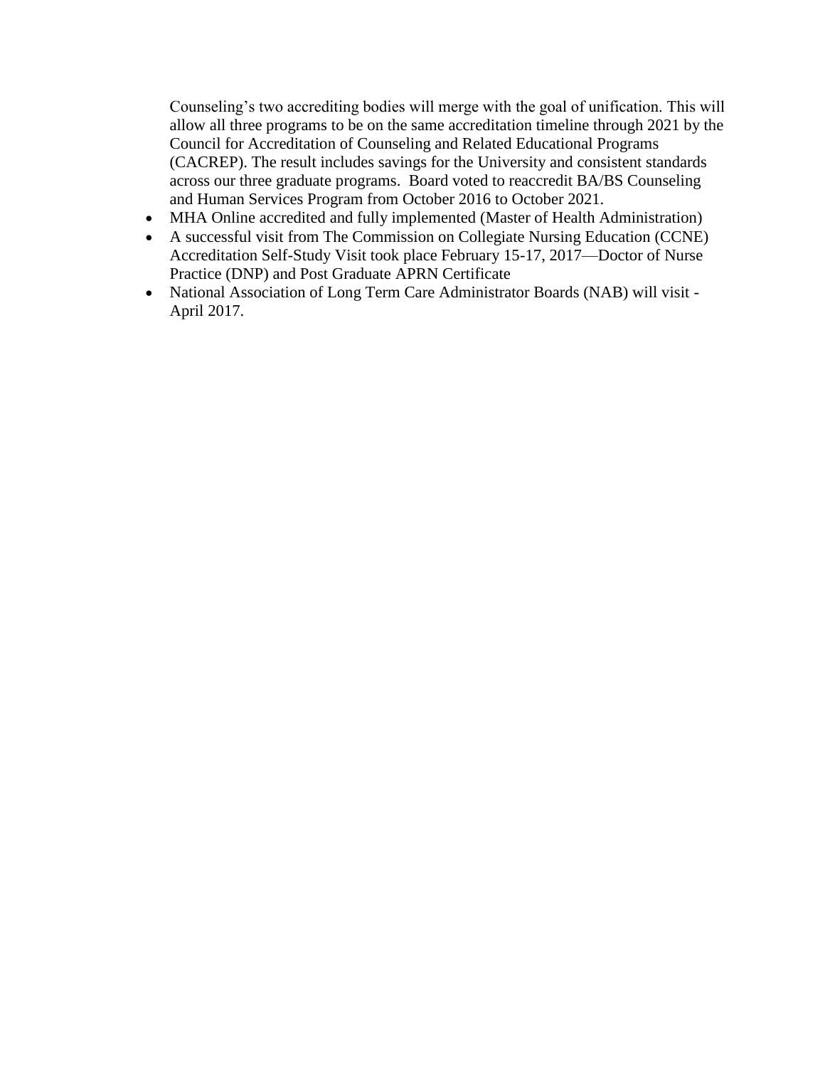Counseling's two accrediting bodies will merge with the goal of unification. This will allow all three programs to be on the same accreditation timeline through 2021 by the Council for Accreditation of Counseling and Related Educational Programs (CACREP). The result includes savings for the University and consistent standards across our three graduate programs. Board voted to reaccredit BA/BS Counseling and Human Services Program from October 2016 to October 2021.

- MHA Online accredited and fully implemented (Master of Health Administration)
- A successful visit from The Commission on Collegiate Nursing Education (CCNE) Accreditation Self-Study Visit took place February 15-17, 2017—Doctor of Nurse Practice (DNP) and Post Graduate APRN Certificate
- National Association of Long Term Care Administrator Boards (NAB) will visit - April 2017.